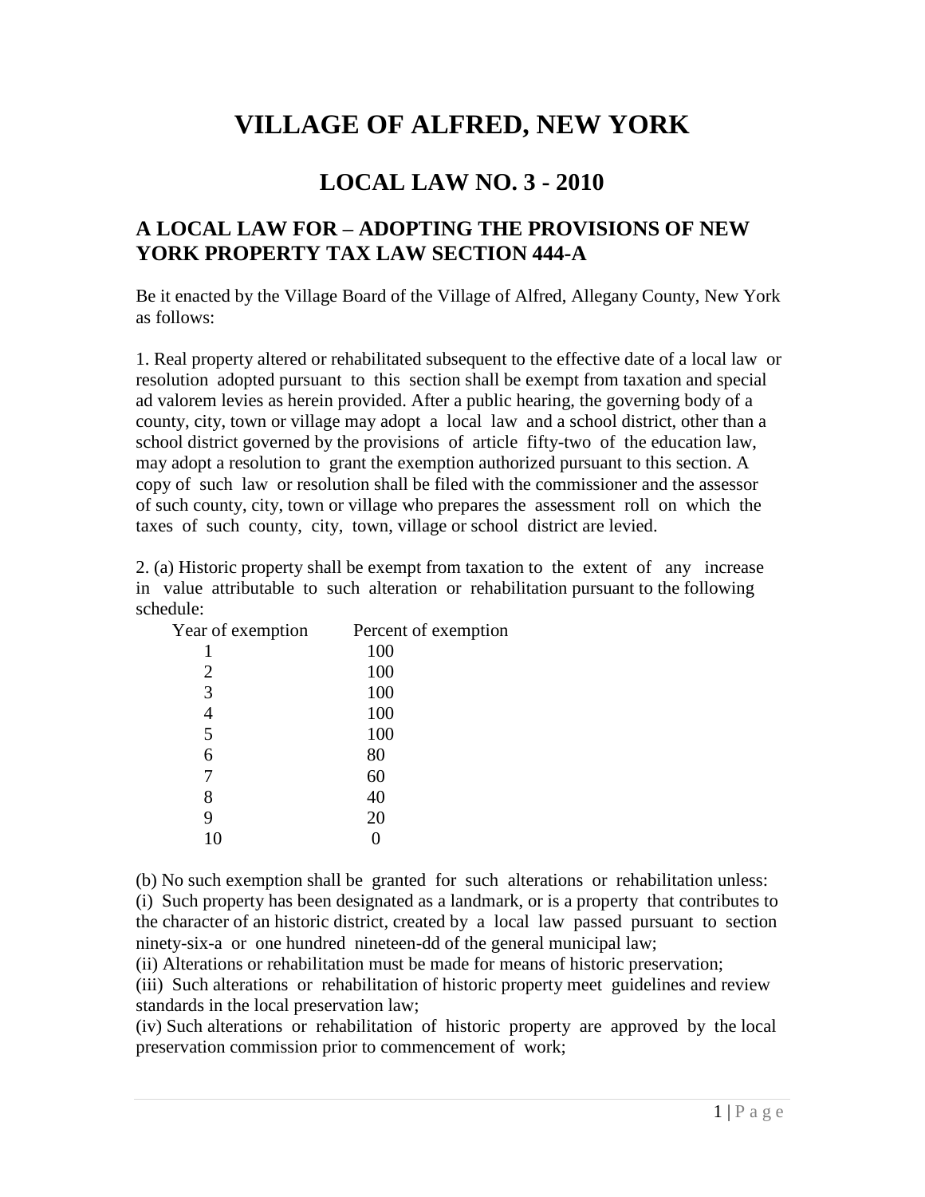# VILLAGE OF ALFRED, NEW YORK

## LOCAL LAW NO. 3 - 2010

### A LOCAL LAW FOR – ADOPTING THE PROVISIONS OF NEW YORK PROPERTY TAX LAW SECTION 444-A

Be it enacted by the Village Board of the Village of Alfred, Allegany County, New York as follows:

1. Real property altered or rehabilitated subsequent to the effective date of a local law or resolution adopted pursuant to this section shall be exempt from taxation and special ad valorem levies as herein provided. After a public hearing, the governing body of a county, city, town or village may adopt a local law and a school district, other than a school district governed by the provisions of article fifty-two of the education law, may adopt a resolution to grant the exemption authorized pursuant to this section. A copy of such law or resolution shall be filed with the commissioner and the assessor of such county, city, town or village who prepares the assessment roll on which the taxes of such county, city, town, village or school district are levied.

2. (a) Historic property shall be exempt from taxation to the extent of any increase in value attributable to such alteration or rehabilitation pursuant to the following schedule:

| Year of exemption | Percent of exemption |
|---|---|
| 1 | 100 |
| 2 | 100 |
| 3 | 100 |
| 4 | 100 |
| 5 | 100 |
| 6 | 80 |
| 7 | 60 |
| 8 | 40 |
| 9 | 20 |
| 10 | 0 |

(b) No such exemption shall be granted for such alterations or rehabilitation unless:
(i) Such property has been designated as a landmark, or is a property that contributes to the character of an historic district, created by a local law passed pursuant to section ninety-six-a or one hundred nineteen-dd of the general municipal law;
(ii) Alterations or rehabilitation must be made for means of historic preservation;
(iii) Such alterations or rehabilitation of historic property meet guidelines and review standards in the local preservation law;
(iv) Such alterations or rehabilitation of historic property are approved by the local preservation commission prior to commencement of work;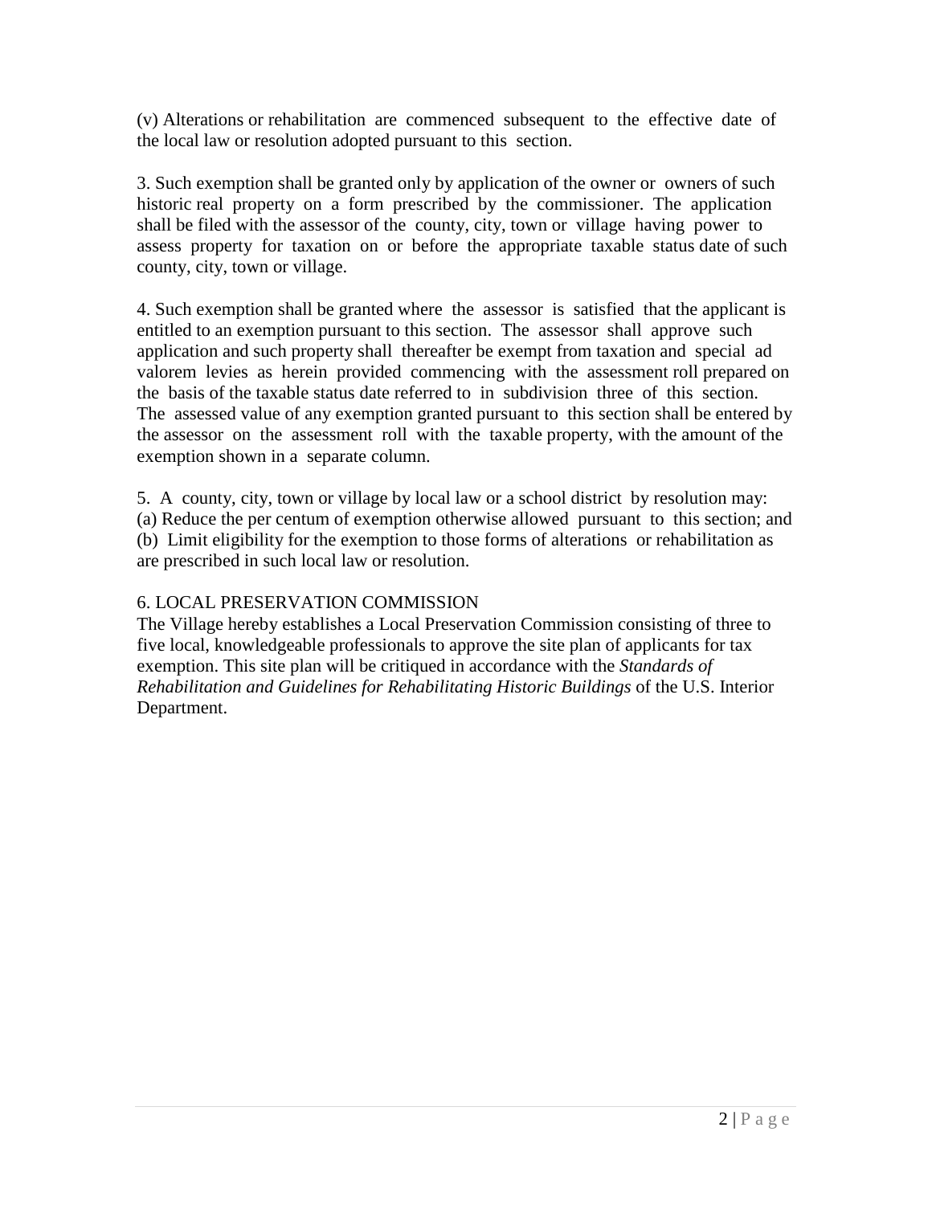(v) Alterations or rehabilitation are commenced subsequent to the effective date of the local law or resolution adopted pursuant to this section.

3. Such exemption shall be granted only by application of the owner or owners of such historic real property on a form prescribed by the commissioner. The application shall be filed with the assessor of the county, city, town or village having power to assess property for taxation on or before the appropriate taxable status date of such county, city, town or village.

4. Such exemption shall be granted where the assessor is satisfied that the applicant is entitled to an exemption pursuant to this section. The assessor shall approve such application and such property shall thereafter be exempt from taxation and special ad valorem levies as herein provided commencing with the assessment roll prepared on the basis of the taxable status date referred to in subdivision three of this section. The assessed value of any exemption granted pursuant to this section shall be entered by the assessor on the assessment roll with the taxable property, with the amount of the exemption shown in a separate column.

5. A county, city, town or village by local law or a school district by resolution may:
(a) Reduce the per centum of exemption otherwise allowed pursuant to this section; and
(b) Limit eligibility for the exemption to those forms of alterations or rehabilitation as are prescribed in such local law or resolution.

6. LOCAL PRESERVATION COMMISSION
The Village hereby establishes a Local Preservation Commission consisting of three to five local, knowledgeable professionals to approve the site plan of applicants for tax exemption. This site plan will be critiqued in accordance with the *Standards of Rehabilitation and Guidelines for Rehabilitating Historic Buildings* of the U.S. Interior Department.